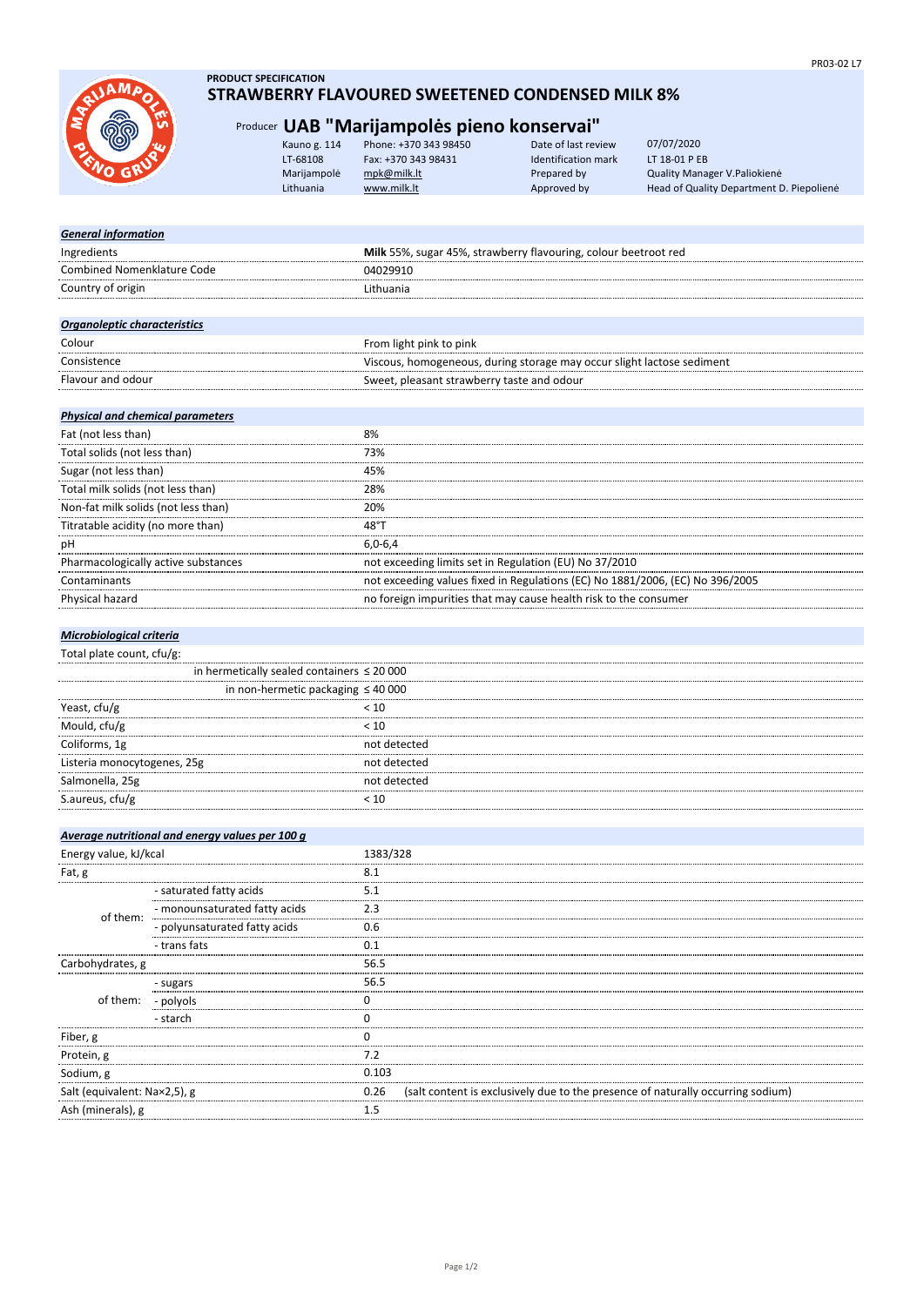PR03-02 L7

**PRODUCT SPECIFICATION**

# STRAWBERRY FLAVOURED SWEETENED CONDENSED MILK 8%

## Producer UAB "Marijampolės pieno konservai"

| | | | |
|---|---|---|---|
| Kauno g. 114 | Phone: +370 343 98450 | Date of last review | 07/07/2020 |
| LT-68108 | Fax: +370 343 98431 | Identification mark | LT 18-01 P EB |
| Marijampolė | mpk@milk.lt | Prepared by | Quality Manager V.Paliokienė |
| Lithuania | www.milk.lt | Approved by | Head of Quality Department D. Piepolienė |

***General information***

| | |
|---|---|
| Ingredients | **Milk** 55%, sugar 45%, strawberry flavouring, colour beetroot red |
| Combined Nomenklature Code | 04029910 |
| Country of origin | Lithuania |

***Organoleptic characteristics***

| | |
|---|---|
| Colour | From light pink to pink |
| Consistence | Viscous, homogeneous, during storage may occur slight lactose sediment |
| Flavour and odour | Sweet, pleasant strawberry taste and odour |

***Physical and chemical parameters***

| | |
|---|---|
| Fat (not less than) | 8% |
| Total solids (not less than) | 73% |
| Sugar (not less than) | 45% |
| Total milk solids (not less than) | 28% |
| Non-fat milk solids (not less than) | 20% |
| Titratable acidity (no more than) | 48°T |
| pH | 6,0-6,4 |
| Pharmacologically active substances | not exceeding limits set in Regulation (EU) No 37/2010 |
| Contaminants | not exceeding values fixed in Regulations (EC) No 1881/2006, (EC) No 396/2005 |
| Physical hazard | no foreign impurities that may cause health risk to the consumer |

***Microbiological criteria***

| | |
|---|---|
| Total plate count, cfu/g: | |
| in hermetically sealed containers | ≤ 20 000 |
| in non-hermetic packaging | ≤ 40 000 |
| Yeast, cfu/g | < 10 |
| Mould, cfu/g | < 10 |
| Coliforms, 1g | not detected |
| Listeria monocytogenes, 25g | not detected |
| Salmonella, 25g | not detected |
| S.aureus, cfu/g | < 10 |

***Average nutritional and energy values per 100 g***

| | | |
|---|---|---|
| Energy value, kJ/kcal | | 1383/328 |
| Fat, g | | 8.1 |
| of them: | - saturated fatty acids | 5.1 |
| | - monounsaturated fatty acids | 2.3 |
| | - polyunsaturated fatty acids | 0.6 |
| | - trans fats | 0.1 |
| Carbohydrates, g | | 56.5 |
| of them: | - sugars | 56.5 |
| | - polyols | 0 |
| | - starch | 0 |
| Fiber, g | | 0 |
| Protein, g | | 7.2 |
| Sodium, g | | 0.103 |
| Salt (equivalent: Na×2,5), g | | 0.26 (salt content is exclusively due to the presence of naturally occurring sodium) |
| Ash (minerals), g | | 1.5 |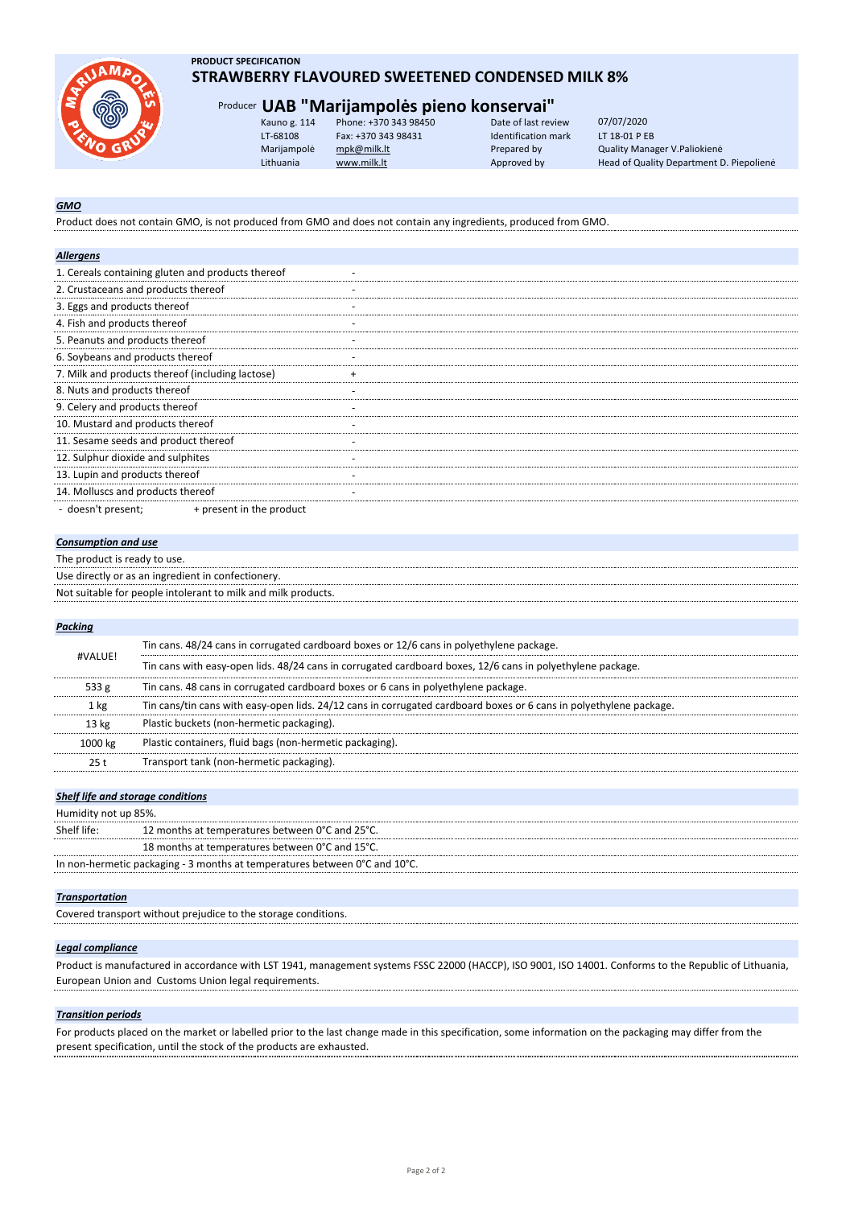PRODUCT SPECIFICATION

# STRAWBERRY FLAVOURED SWEETENED CONDENSED MILK 8%

Producer **UAB "Marijampolės pieno konservai"**

| | | | |
|---|---|---|---|
| Kauno g. 114 | Phone: +370 343 98450 | Date of last review | 07/07/2020 |
| LT-68108 | Fax: +370 343 98431 | Identification mark | LT 18-01 P EB |
| Marijampolė | mpk@milk.lt | Prepared by | Quality Manager V.Paliokienė |
| Lithuania | www.milk.lt | Approved by | Head of Quality Department D. Piepolienė |

## *GMO*

Product does not contain GMO, is not produced from GMO and does not contain any ingredients, produced from GMO.

## *Allergens*

| | |
|---|---|
| 1. Cereals containing gluten and products thereof | - |
| 2. Crustaceans and products thereof | - |
| 3. Eggs and products thereof | - |
| 4. Fish and products thereof | - |
| 5. Peanuts and products thereof | - |
| 6. Soybeans and products thereof | - |
| 7. Milk and products thereof (including lactose) | + |
| 8. Nuts and products thereof | - |
| 9. Celery and products thereof | - |
| 10. Mustard and products thereof | - |
| 11. Sesame seeds and product thereof | - |
| 12. Sulphur dioxide and sulphites | - |
| 13. Lupin and products thereof | - |
| 14. Molluscs and products thereof | - |

- doesn't present; + present in the product

## *Consumption and use*

The product is ready to use.

Use directly or as an ingredient in confectionery.

Not suitable for people intolerant to milk and milk products.

## *Packing*

| | |
|---|---|
| #VALUE! | Tin cans. 48/24 cans in corrugated cardboard boxes or 12/6 cans in polyethylene package. |
| | Tin cans with easy-open lids. 48/24 cans in corrugated cardboard boxes, 12/6 cans in polyethylene package. |
| 533 g | Tin cans. 48 cans in corrugated cardboard boxes or 6 cans in polyethylene package. |
| 1 kg | Tin cans/tin cans with easy-open lids. 24/12 cans in corrugated cardboard boxes or 6 cans in polyethylene package. |
| 13 kg | Plastic buckets (non-hermetic packaging). |
| 1000 kg | Plastic containers, fluid bags (non-hermetic packaging). |
| 25 t | Transport tank (non-hermetic packaging). |

## *Shelf life and storage conditions*

Humidity not up 85%.

| | |
|---|---|
| Shelf life: | 12 months at temperatures between 0°C and 25°C. |
| | 18 months at temperatures between 0°C and 15°C. |

In non-hermetic packaging - 3 months at temperatures between 0°C and 10°C.

## *Transportation*

Covered transport without prejudice to the storage conditions.

## *Legal compliance*

Product is manufactured in accordance with LST 1941, management systems FSSC 22000 (HACCP), ISO 9001, ISO 14001. Conforms to the Republic of Lithuania, European Union and Customs Union legal requirements.

## *Transition periods*

For products placed on the market or labelled prior to the last change made in this specification, some information on the packaging may differ from the present specification, until the stock of the products are exhausted.